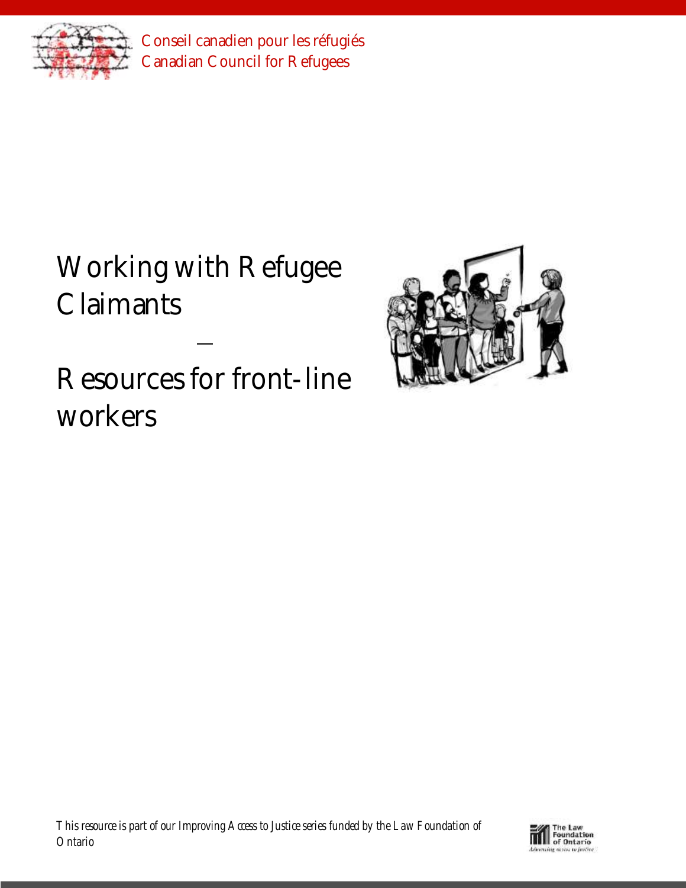Conseil canadien pour les réfugiés
Canadian Council for Refugees

# Working with Refugee Claimants

—

# Resources for front-line workers

*This resource is part of our Improving Access to Justice series funded by the Law Foundation of Ontario*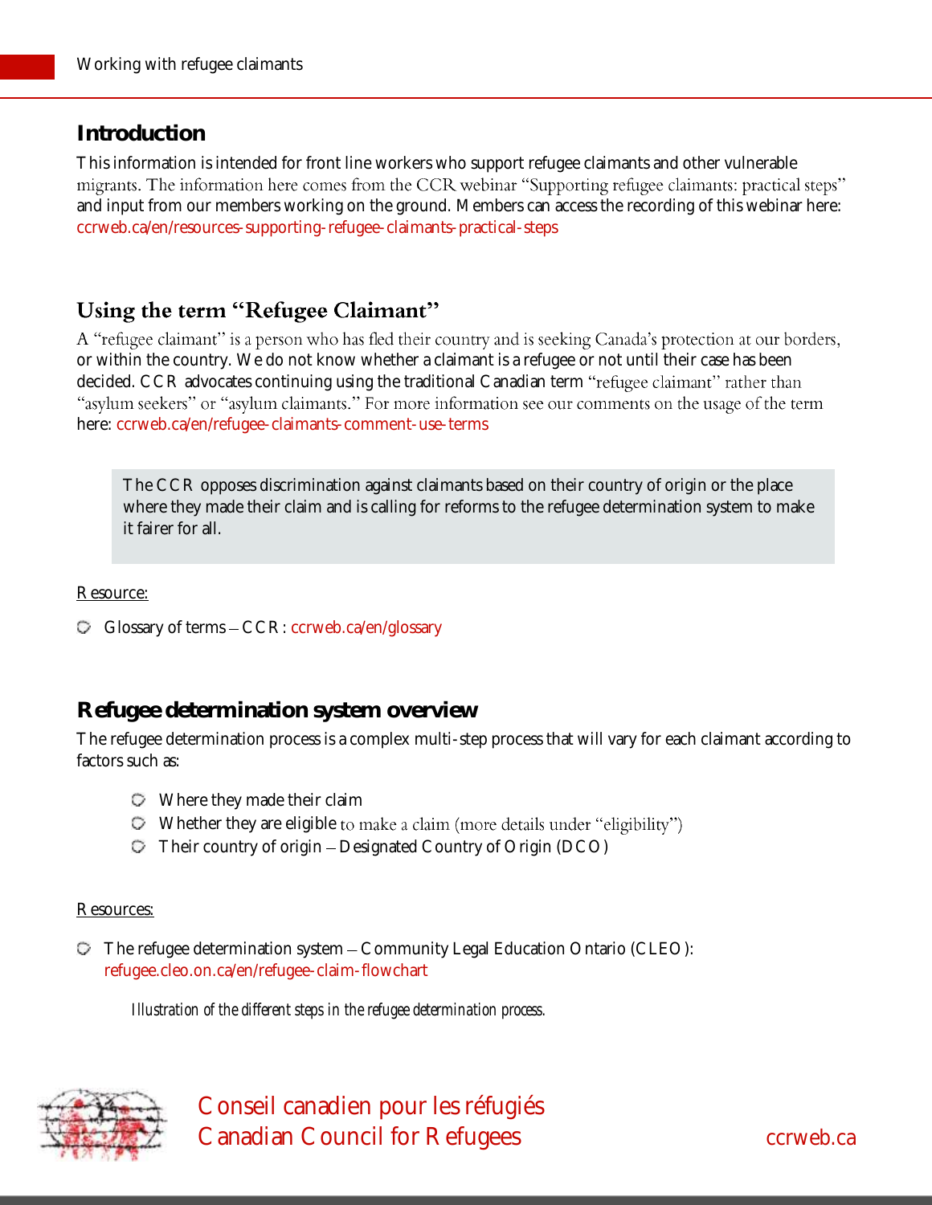## Introduction

This information is intended for front line workers who support refugee claimants and other vulnerable migrants. The information here comes from the CCR webinar "Supporting refugee claimants: practical steps" and input from our members working on the ground. Members can access the recording of this webinar here: ccrweb.ca/en/resources-supporting-refugee-claimants-practical-steps

## Using the term "Refugee Claimant"

A "refugee claimant" is a person who has fled their country and is seeking Canada's protection at our borders, or within the country. We do not know whether a claimant is a refugee or not until their case has been decided. CCR advocates continuing using the traditional Canadian term "refugee claimant" rather than "asylum seekers" or "asylum claimants." For more information see our comments on the usage of the term here: ccrweb.ca/en/refugee-claimants-comment-use-terms

> The CCR opposes discrimination against claimants based on their country of origin or the place where they made their claim and is calling for reforms to the refugee determination system to make it fairer for all.

Resource:

- Glossary of terms – CCR: ccrweb.ca/en/glossary

## Refugee determination system overview

The refugee determination process is a complex multi-step process that will vary for each claimant according to factors such as:

- Where they made their claim
- Whether they are eligible to make a claim (more details under "eligibility")
- Their country of origin – Designated Country of Origin (DCO)

Resources:

- The refugee determination system – Community Legal Education Ontario (CLEO): refugee.cleo.on.ca/en/refugee-claim-flowchart

  *Illustration of the different steps in the refugee determination process.*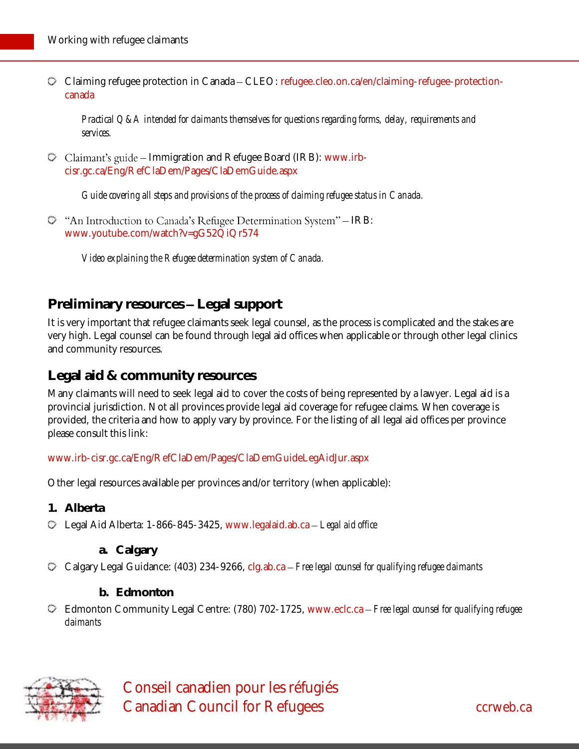- Claiming refugee protection in Canada – CLEO: refugee.cleo.on.ca/en/claiming-refugee-protection-canada

  *Practical Q & A intended for claimants themselves for questions regarding forms, delay, requirements and services.*

- Claimant's guide – Immigration and Refugee Board (IRB): www.irb-cisr.gc.ca/Eng/RefClaDem/Pages/ClaDemGuide.aspx

  *Guide covering all steps and provisions of the process of claiming refugee status in Canada.*

- "An Introduction to Canada's Refugee Determination System" – IRB: www.youtube.com/watch?v=gG52QiQr574

  *Video explaining the Refugee determination system of Canada.*

## Preliminary resources – Legal support

It is very important that refugee claimants seek legal counsel, as the process is complicated and the stakes are very high. Legal counsel can be found through legal aid offices when applicable or through other legal clinics and community resources.

## Legal aid & community resources

Many claimants will need to seek legal aid to cover the costs of being represented by a lawyer. Legal aid is a provincial jurisdiction. Not all provinces provide legal aid coverage for refugee claims. When coverage is provided, the criteria and how to apply vary by province. For the listing of all legal aid offices per province please consult this link:

www.irb-cisr.gc.ca/Eng/RefClaDem/Pages/ClaDemGuideLegAidJur.aspx

Other legal resources available per provinces and/or territory (when applicable):

### 1. Alberta

- Legal Aid Alberta: 1-866-845-3425, www.legalaid.ab.ca – *Legal aid office*

#### a. Calgary

- Calgary Legal Guidance: (403) 234-9266, clg.ab.ca – *Free legal counsel for qualifying refugee claimants*

#### b. Edmonton

- Edmonton Community Legal Centre: (780) 702-1725, www.eclc.ca – *Free legal counsel for qualifying refugee claimants*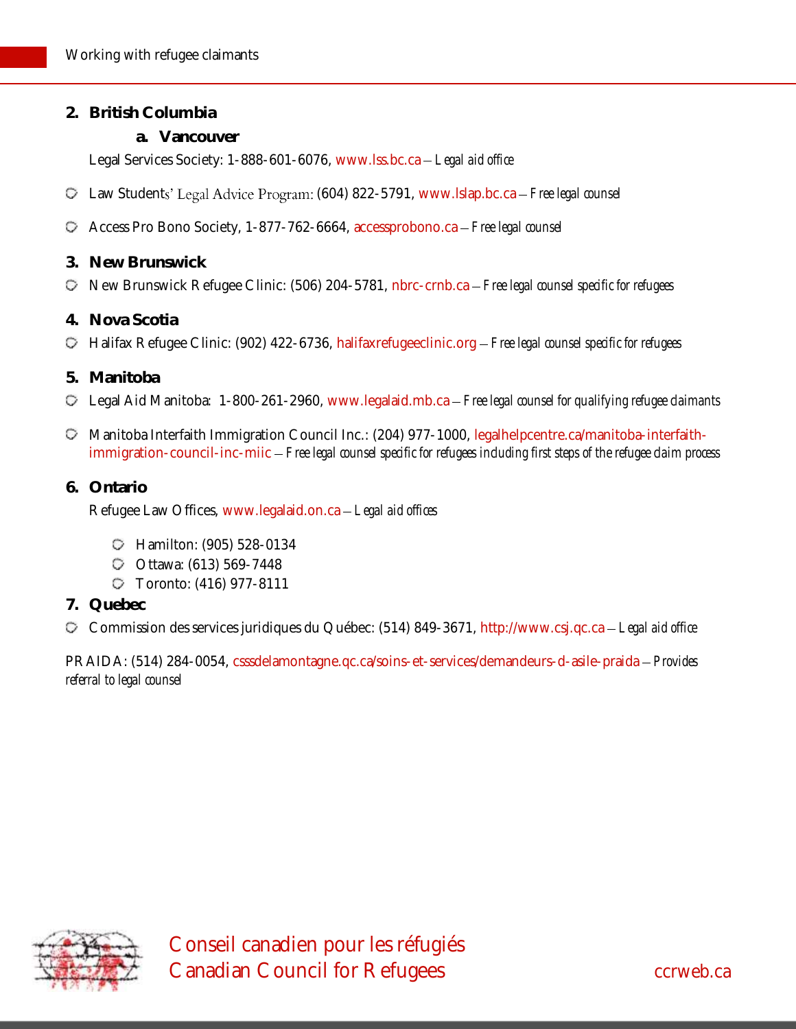## 2. British Columbia

### a. Vancouver

Legal Services Society: 1-888-601-6076, www.lss.bc.ca – *Legal aid office*

- Law Students' Legal Advice Program: (604) 822-5791, www.lslap.bc.ca – *Free legal counsel*
- Access Pro Bono Society, 1-877-762-6664, accessprobono.ca – *Free legal counsel*

## 3. New Brunswick

- New Brunswick Refugee Clinic: (506) 204-5781, nbrc-crnb.ca – *Free legal counsel specific for refugees*

## 4. Nova Scotia

- Halifax Refugee Clinic: (902) 422-6736, halifaxrefugeeclinic.org – *Free legal counsel specific for refugees*

## 5. Manitoba

- Legal Aid Manitoba: 1-800-261-2960, www.legalaid.mb.ca – *Free legal counsel for qualifying refugee claimants*
- Manitoba Interfaith Immigration Council Inc.: (204) 977-1000, legalhelpcentre.ca/manitoba-interfaith-immigration-council-inc-miic – *Free legal counsel specific for refugees including first steps of the refugee claim process*

## 6. Ontario

Refugee Law Offices, www.legalaid.on.ca – *Legal aid offices*

- Hamilton: (905) 528-0134
- Ottawa: (613) 569-7448
- Toronto: (416) 977-8111

## 7. Quebec

- Commission des services juridiques du Québec: (514) 849-3671, http://www.csj.qc.ca – *Legal aid office*

PRAIDA: (514) 284-0054, csssdelamontagne.qc.ca/soins-et-services/demandeurs-d-asile-praida – *Provides referral to legal counsel*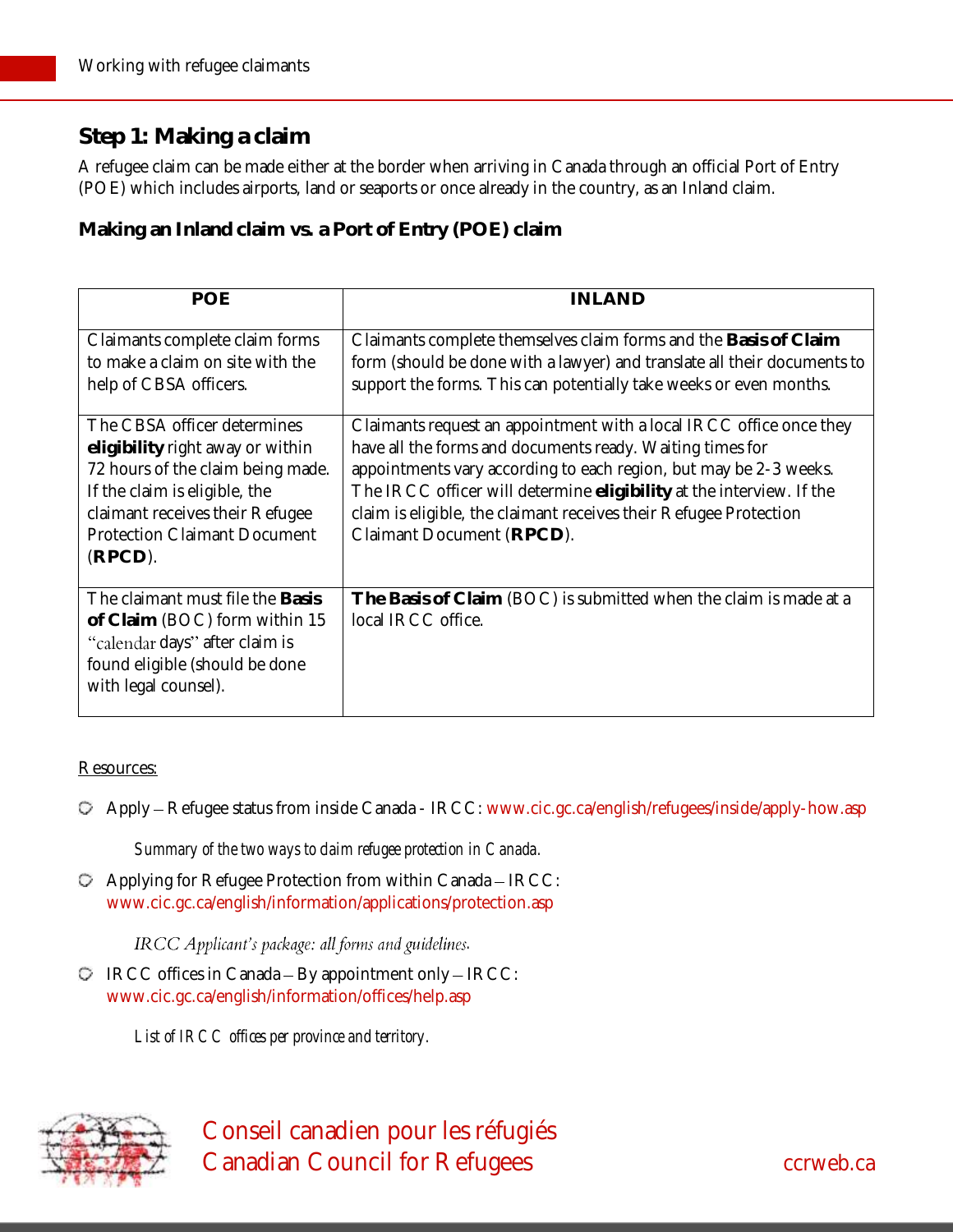## Step 1: Making a claim

A refugee claim can be made either at the border when arriving in Canada through an official Port of Entry (POE) which includes airports, land or seaports or once already in the country, as an Inland claim.

### Making an Inland claim vs. a Port of Entry (POE) claim

| POE | INLAND |
| --- | --- |
| Claimants complete claim forms to make a claim on site with the help of CBSA officers. | Claimants complete themselves claim forms and the **Basis of Claim** form (should be done with a lawyer) and translate all their documents to support the forms. This can potentially take weeks or even months. |
| The CBSA officer determines **eligibility** right away or within 72 hours of the claim being made. If the claim is eligible, the claimant receives their Refugee Protection Claimant Document (**RPCD**). | Claimants request an appointment with a local IRCC office once they have all the forms and documents ready. Waiting times for appointments vary according to each region, but may be 2-3 weeks. The IRCC officer will determine **eligibility** at the interview. If the claim is eligible, the claimant receives their Refugee Protection Claimant Document (**RPCD**). |
| The claimant must file the **Basis of Claim** (BOC) form within 15 "calendar days" after claim is found eligible (should be done with legal counsel). | **The Basis of Claim** (BOC) is submitted when the claim is made at a local IRCC office. |

Resources:

- Apply – Refugee status from inside Canada - IRCC: www.cic.gc.ca/english/refugees/inside/apply-how.asp

  *Summary of the two ways to claim refugee protection in Canada.*

- Applying for Refugee Protection from within Canada – IRCC: www.cic.gc.ca/english/information/applications/protection.asp

  *IRCC Applicant's package: all forms and guidelines.*

- IRCC offices in Canada – By appointment only – IRCC: www.cic.gc.ca/english/information/offices/help.asp

  *List of IRCC offices per province and territory.*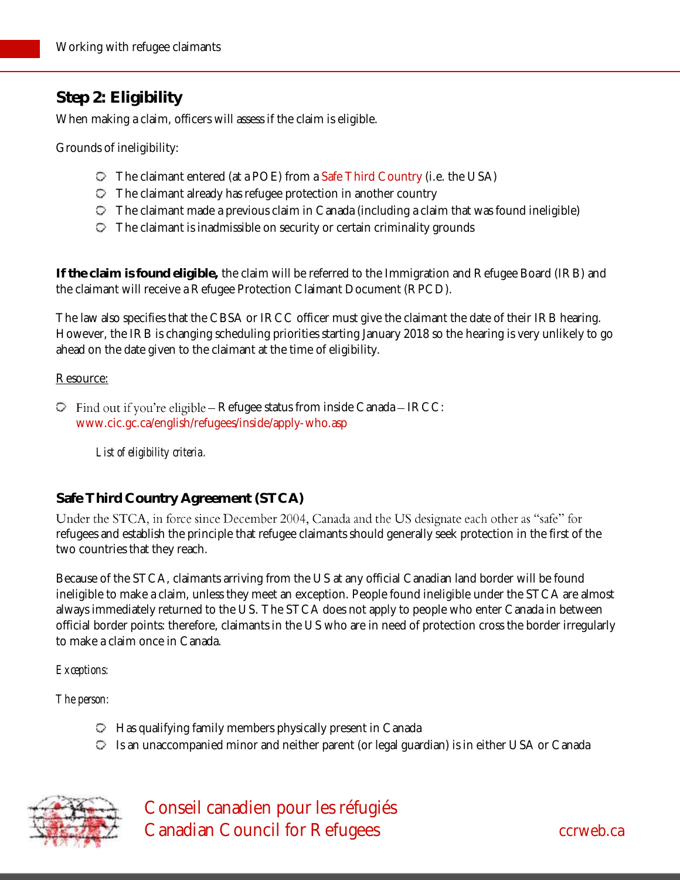## Step 2: Eligibility

When making a claim, officers will assess if the claim is eligible.

Grounds of ineligibility:

- The claimant entered (at a POE) from a Safe Third Country (i.e. the USA)
- The claimant already has refugee protection in another country
- The claimant made a previous claim in Canada (including a claim that was found ineligible)
- The claimant is inadmissible on security or certain criminality grounds

**If the claim is found eligible,** the claim will be referred to the Immigration and Refugee Board (IRB) and the claimant will receive a Refugee Protection Claimant Document (RPCD).

The law also specifies that the CBSA or IRCC officer must give the claimant the date of their IRB hearing. However, the IRB is changing scheduling priorities starting January 2018 so the hearing is very unlikely to go ahead on the date given to the claimant at the time of eligibility.

Resource:

- Find out if you're eligible – Refugee status from inside Canada – IRCC: www.cic.gc.ca/english/refugees/inside/apply-who.asp

  *List of eligibility criteria.*

### Safe Third Country Agreement (STCA)

Under the STCA, in force since December 2004, Canada and the US designate each other as "safe" for refugees and establish the principle that refugee claimants should generally seek protection in the first of the two countries that they reach.

Because of the STCA, claimants arriving from the US at any official Canadian land border will be found ineligible to make a claim, unless they meet an exception. People found ineligible under the STCA are almost always immediately returned to the US. The STCA does not apply to people who enter Canada in between official border points: therefore, claimants in the US who are in need of protection cross the border irregularly to make a claim once in Canada.

*Exceptions:*

*The person:*

- Has qualifying family members physically present in Canada
- Is an unaccompanied minor and neither parent (or legal guardian) is in either USA or Canada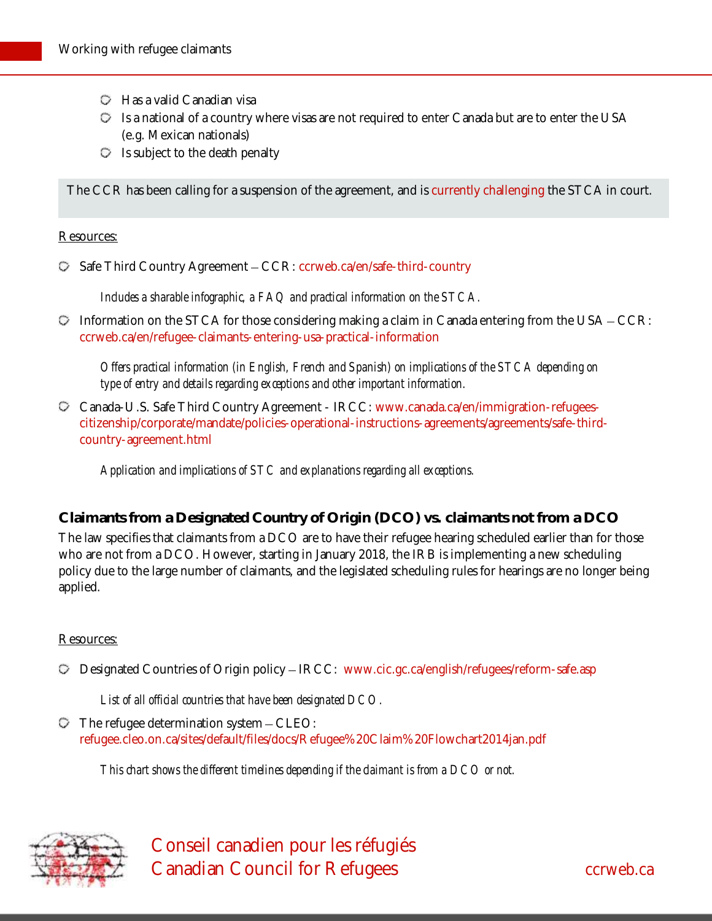- Has a valid Canadian visa
- Is a national of a country where visas are not required to enter Canada but are to enter the USA (e.g. Mexican nationals)
- Is subject to the death penalty

The CCR has been calling for a suspension of the agreement, and is currently challenging the STCA in court.

Resources:

- Safe Third Country Agreement – CCR: ccrweb.ca/en/safe-third-country

  *Includes a sharable infographic, a FAQ and practical information on the STCA.*

- Information on the STCA for those considering making a claim in Canada entering from the USA – CCR: ccrweb.ca/en/refugee-claimants-entering-usa-practical-information

  *Offers practical information (in English, French and Spanish) on implications of the STCA depending on type of entry and details regarding exceptions and other important information.*

- Canada-U.S. Safe Third Country Agreement - IRCC: www.canada.ca/en/immigration-refugees-citizenship/corporate/mandate/policies-operational-instructions-agreements/agreements/safe-third-country-agreement.html

  *Application and implications of STC and explanations regarding all exceptions.*

### Claimants from a Designated Country of Origin (DCO) vs. claimants not from a DCO

The law specifies that claimants from a DCO are to have their refugee hearing scheduled earlier than for those who are not from a DCO. However, starting in January 2018, the IRB is implementing a new scheduling policy due to the large number of claimants, and the legislated scheduling rules for hearings are no longer being applied.

Resources:

- Designated Countries of Origin policy – IRCC: www.cic.gc.ca/english/refugees/reform-safe.asp

  *List of all official countries that have been designated DCO.*

- The refugee determination system – CLEO: refugee.cleo.on.ca/sites/default/files/docs/Refugee%20Claim%20Flowchart2014jan.pdf

  *This chart shows the different timelines depending if the claimant is from a DCO or not.*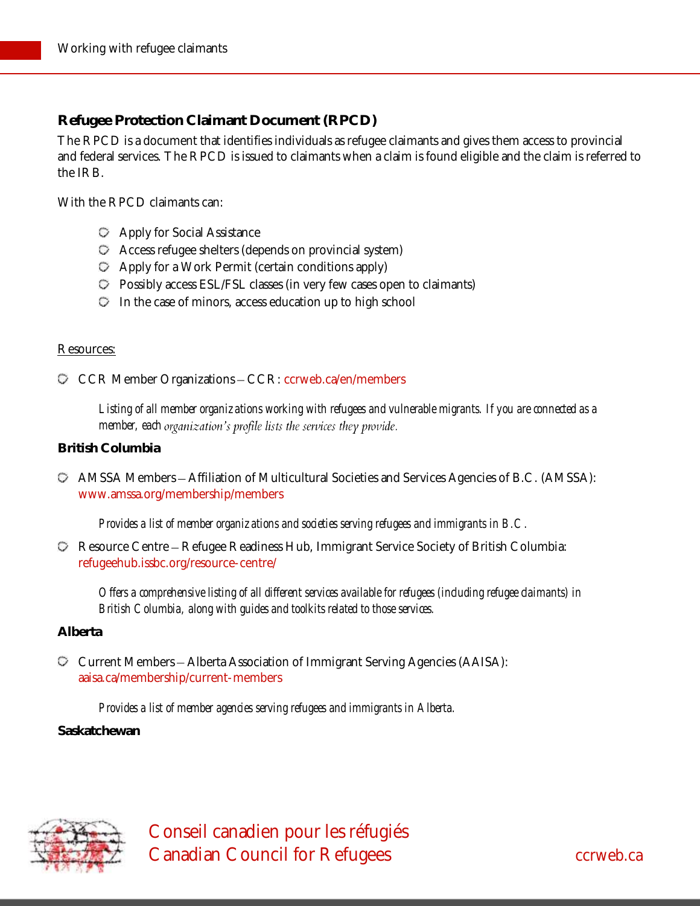### Refugee Protection Claimant Document (RPCD)

The RPCD is a document that identifies individuals as refugee claimants and gives them access to provincial and federal services. The RPCD is issued to claimants when a claim is found eligible and the claim is referred to the IRB.

With the RPCD claimants can:

- Apply for Social Assistance
- Access refugee shelters (depends on provincial system)
- Apply for a Work Permit (certain conditions apply)
- Possibly access ESL/FSL classes (in very few cases open to claimants)
- In the case of minors, access education up to high school

Resources:

- CCR Member Organizations – CCR: ccrweb.ca/en/members

  *Listing of all member organizations working with refugees and vulnerable migrants. If you are connected as a member, each organization's profile lists the services they provide.*

**British Columbia**

- AMSSA Members – Affiliation of Multicultural Societies and Services Agencies of B.C. (AMSSA): www.amssa.org/membership/members

  *Provides a list of member organizations and societies serving refugees and immigrants in B.C.*

- Resource Centre – Refugee Readiness Hub, Immigrant Service Society of British Columbia: refugeehub.issbc.org/resource-centre/

  *Offers a comprehensive listing of all different services available for refugees (including refugee claimants) in British Columbia, along with guides and toolkits related to those services.*

**Alberta**

- Current Members – Alberta Association of Immigrant Serving Agencies (AAISA): aaisa.ca/membership/current-members

  *Provides a list of member agencies serving refugees and immigrants in Alberta.*

**Saskatchewan**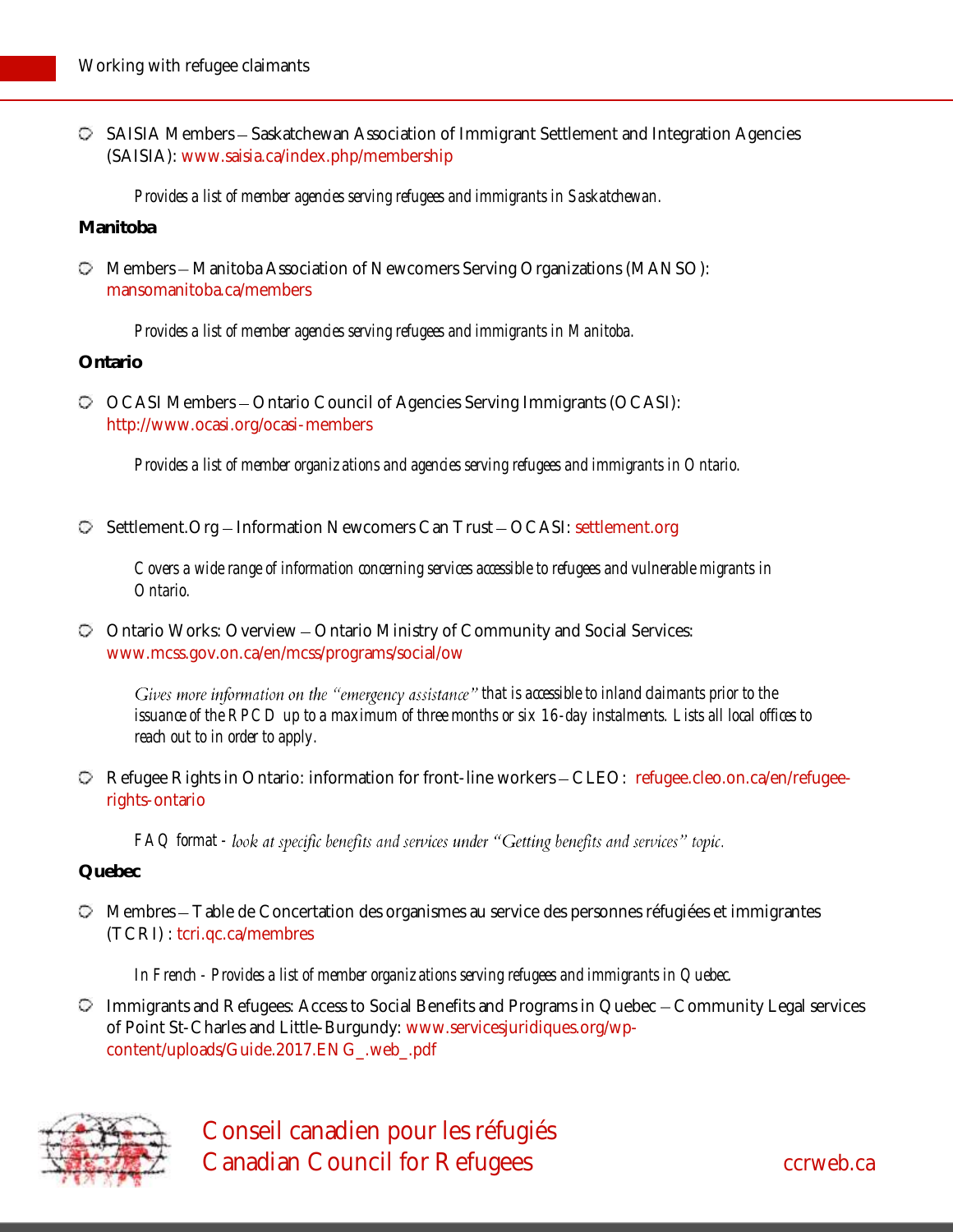- SAISIA Members – Saskatchewan Association of Immigrant Settlement and Integration Agencies (SAISIA): www.saisia.ca/index.php/membership

  *Provides a list of member agencies serving refugees and immigrants in Saskatchewan.*

**Manitoba**

- Members – Manitoba Association of Newcomers Serving Organizations (MANSO): mansomanitoba.ca/members

  *Provides a list of member agencies serving refugees and immigrants in Manitoba.*

**Ontario**

- OCASI Members – Ontario Council of Agencies Serving Immigrants (OCASI): http://www.ocasi.org/ocasi-members

  *Provides a list of member organizations and agencies serving refugees and immigrants in Ontario.*

- Settlement.Org – Information Newcomers Can Trust – OCASI: settlement.org

  *Covers a wide range of information concerning services accessible to refugees and vulnerable migrants in Ontario.*

- Ontario Works: Overview – Ontario Ministry of Community and Social Services: www.mcss.gov.on.ca/en/mcss/programs/social/ow

  *Gives more information on the "emergency assistance" that is accessible to inland claimants prior to the issuance of the RPCD up to a maximum of three months or six 16-day instalments. Lists all local offices to reach out to in order to apply.*

- Refugee Rights in Ontario: information for front-line workers – CLEO: refugee.cleo.on.ca/en/refugee-rights-ontario

  *FAQ format - look at specific benefits and services under "Getting benefits and services" topic.*

**Quebec**

- Membres – Table de Concertation des organismes au service des personnes réfugiées et immigrantes (TCRI) : tcri.qc.ca/membres

  *In French - Provides a list of member organizations serving refugees and immigrants in Quebec.*

- Immigrants and Refugees: Access to Social Benefits and Programs in Quebec – Community Legal services of Point St-Charles and Little-Burgundy: www.servicesjuridiques.org/wp-content/uploads/Guide.2017.ENG_.web_.pdf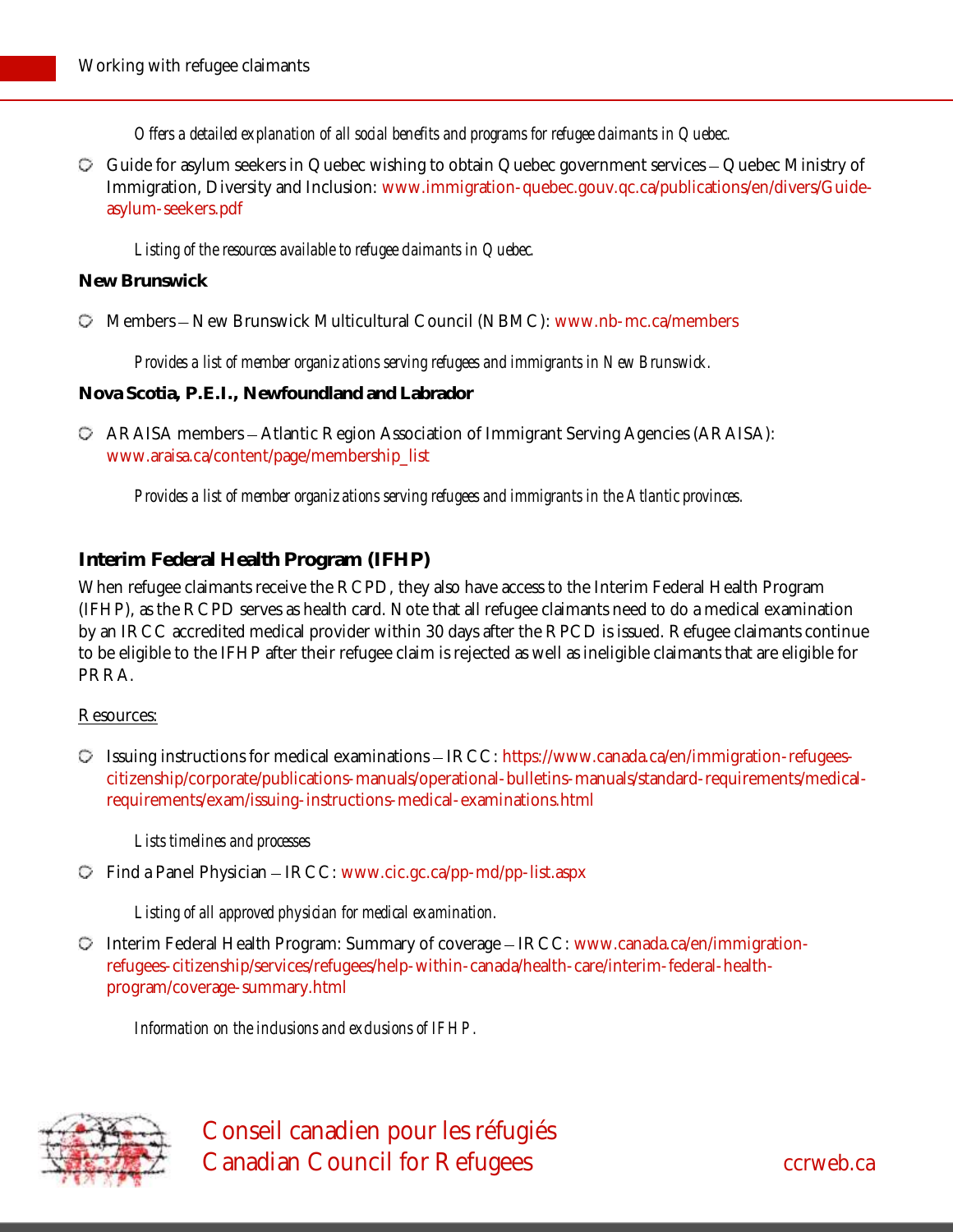*Offers a detailed explanation of all social benefits and programs for refugee claimants in Quebec.*

- Guide for asylum seekers in Quebec wishing to obtain Quebec government services – Quebec Ministry of Immigration, Diversity and Inclusion: www.immigration-quebec.gouv.qc.ca/publications/en/divers/Guide-asylum-seekers.pdf

  *Listing of the resources available to refugee claimants in Quebec.*

**New Brunswick**

- Members – New Brunswick Multicultural Council (NBMC): www.nb-mc.ca/members

  *Provides a list of member organizations serving refugees and immigrants in New Brunswick.*

**Nova Scotia, P.E.I., Newfoundland and Labrador**

- ARAISA members – Atlantic Region Association of Immigrant Serving Agencies (ARAISA): www.araisa.ca/content/page/membership_list

  *Provides a list of member organizations serving refugees and immigrants in the Atlantic provinces.*

## Interim Federal Health Program (IFHP)

When refugee claimants receive the RCPD, they also have access to the Interim Federal Health Program (IFHP), as the RCPD serves as health card. Note that all refugee claimants need to do a medical examination by an IRCC accredited medical provider within 30 days after the RPCD is issued. Refugee claimants continue to be eligible to the IFHP after their refugee claim is rejected as well as ineligible claimants that are eligible for PRRA.

Resources:

- Issuing instructions for medical examinations – IRCC: https://www.canada.ca/en/immigration-refugees-citizenship/corporate/publications-manuals/operational-bulletins-manuals/standard-requirements/medical-requirements/exam/issuing-instructions-medical-examinations.html

  *Lists timelines and processes*

- Find a Panel Physician – IRCC: www.cic.gc.ca/pp-md/pp-list.aspx

  *Listing of all approved physician for medical examination.*

- Interim Federal Health Program: Summary of coverage – IRCC: www.canada.ca/en/immigration-refugees-citizenship/services/refugees/help-within-canada/health-care/interim-federal-health-program/coverage-summary.html

  *Information on the inclusions and exclusions of IFHP.*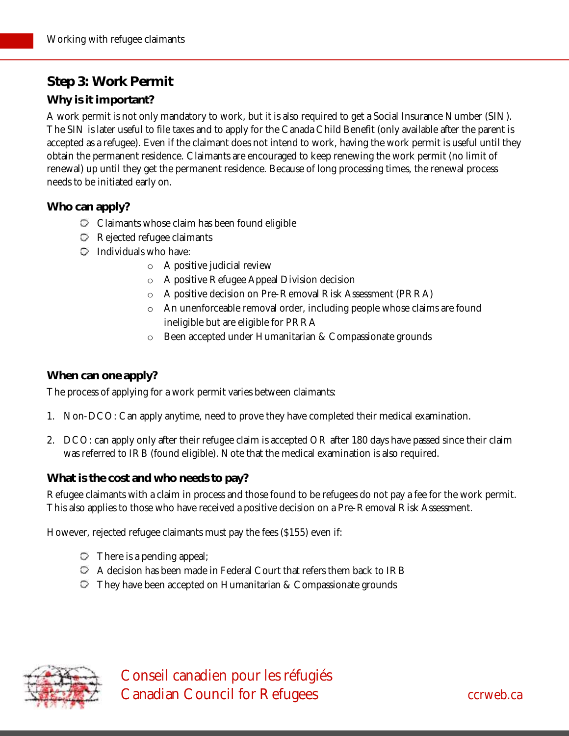## Step 3: Work Permit

### Why is it important?

A work permit is not only mandatory to work, but it is also required to get a Social Insurance Number (SIN). The SIN is later useful to file taxes and to apply for the Canada Child Benefit (only available after the parent is accepted as a refugee). Even if the claimant does not intend to work, having the work permit is useful until they obtain the permanent residence. Claimants are encouraged to keep renewing the work permit (no limit of renewal) up until they get the permanent residence. Because of long processing times, the renewal process needs to be initiated early on.

### Who can apply?

- Claimants whose claim has been found eligible
- Rejected refugee claimants
- Individuals who have:
  - A positive judicial review
  - A positive Refugee Appeal Division decision
  - A positive decision on Pre-Removal Risk Assessment (PRRA)
  - An unenforceable removal order, including people whose claims are found ineligible but are eligible for PRRA
  - Been accepted under Humanitarian & Compassionate grounds

### When can one apply?

The process of applying for a work permit varies between claimants:

1. Non-DCO: Can apply anytime, need to prove they have completed their medical examination.

2. DCO: can apply only after their refugee claim is accepted OR after 180 days have passed since their claim was referred to IRB (found eligible). Note that the medical examination is also required.

### What is the cost and who needs to pay?

Refugee claimants with a claim in process and those found to be refugees do not pay a fee for the work permit. This also applies to those who have received a positive decision on a Pre-Removal Risk Assessment.

However, rejected refugee claimants must pay the fees ($155) even if:

- There is a pending appeal;
- A decision has been made in Federal Court that refers them back to IRB
- They have been accepted on Humanitarian & Compassionate grounds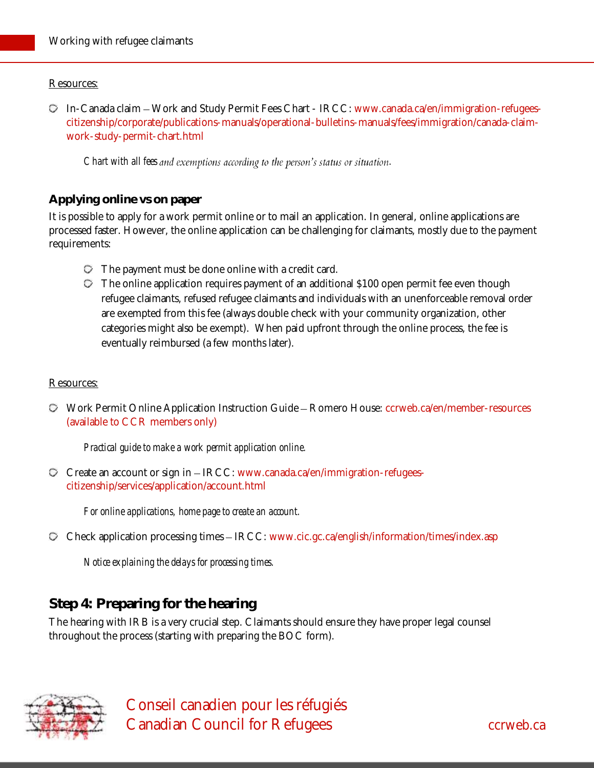Resources:

- In-Canada claim – Work and Study Permit Fees Chart - IRCC: www.canada.ca/en/immigration-refugees-citizenship/corporate/publications-manuals/operational-bulletins-manuals/fees/immigration/canada-claim-work-study-permit-chart.html

  *Chart with all fees and exemptions according to the person's status or situation.*

### Applying online vs on paper

It is possible to apply for a work permit online or to mail an application. In general, online applications are processed faster. However, the online application can be challenging for claimants, mostly due to the payment requirements:

- The payment must be done online with a credit card.
- The online application requires payment of an additional $100 open permit fee even though refugee claimants, refused refugee claimants and individuals with an unenforceable removal order are exempted from this fee (always double check with your community organization, other categories might also be exempt). When paid upfront through the online process, the fee is eventually reimbursed (a few months later).

Resources:

- Work Permit Online Application Instruction Guide – Romero House: ccrweb.ca/en/member-resources (available to CCR members only)

  *Practical guide to make a work permit application online.*

- Create an account or sign in – IRCC: www.canada.ca/en/immigration-refugees-citizenship/services/application/account.html

  *For online applications, home page to create an account.*

- Check application processing times – IRCC: www.cic.gc.ca/english/information/times/index.asp

  *Notice explaining the delays for processing times.*

## Step 4: Preparing for the hearing

The hearing with IRB is a very crucial step. Claimants should ensure they have proper legal counsel throughout the process (starting with preparing the BOC form).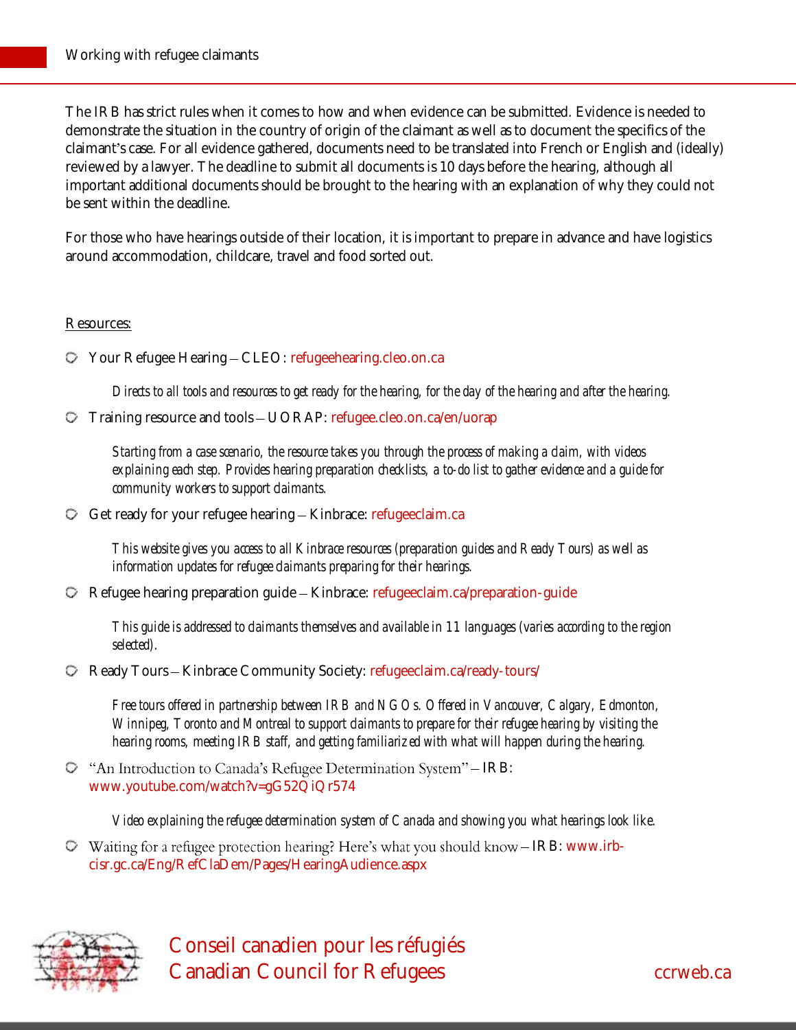The IRB has strict rules when it comes to how and when evidence can be submitted. Evidence is needed to demonstrate the situation in the country of origin of the claimant as well as to document the specifics of the claimant's case. For all evidence gathered, documents need to be translated into French or English and (ideally) reviewed by a lawyer. The deadline to submit all documents is 10 days before the hearing, although all important additional documents should be brought to the hearing with an explanation of why they could not be sent within the deadline.

For those who have hearings outside of their location, it is important to prepare in advance and have logistics around accommodation, childcare, travel and food sorted out.

Resources:

- Your Refugee Hearing – CLEO: refugeehearing.cleo.on.ca

  *Directs to all tools and resources to get ready for the hearing, for the day of the hearing and after the hearing.*

- Training resource and tools – UORAP: refugee.cleo.on.ca/en/uorap

  *Starting from a case scenario, the resource takes you through the process of making a claim, with videos explaining each step. Provides hearing preparation checklists, a to-do list to gather evidence and a guide for community workers to support claimants.*

- Get ready for your refugee hearing – Kinbrace: refugeeclaim.ca

  *This website gives you access to all Kinbrace resources (preparation guides and Ready Tours) as well as information updates for refugee claimants preparing for their hearings.*

- Refugee hearing preparation guide – Kinbrace: refugeeclaim.ca/preparation-guide

  *This guide is addressed to claimants themselves and available in 11 languages (varies according to the region selected).*

- Ready Tours – Kinbrace Community Society: refugeeclaim.ca/ready-tours/

  *Free tours offered in partnership between IRB and NGOs. Offered in Vancouver, Calgary, Edmonton, Winnipeg, Toronto and Montreal to support claimants to prepare for their refugee hearing by visiting the hearing rooms, meeting IRB staff, and getting familiarized with what will happen during the hearing.*

- "An Introduction to Canada's Refugee Determination System" – IRB: www.youtube.com/watch?v=gG52QiQr574

  *Video explaining the refugee determination system of Canada and showing you what hearings look like.*

- Waiting for a refugee protection hearing? Here's what you should know – IRB: www.irb-cisr.gc.ca/Eng/RefClaDem/Pages/HearingAudience.aspx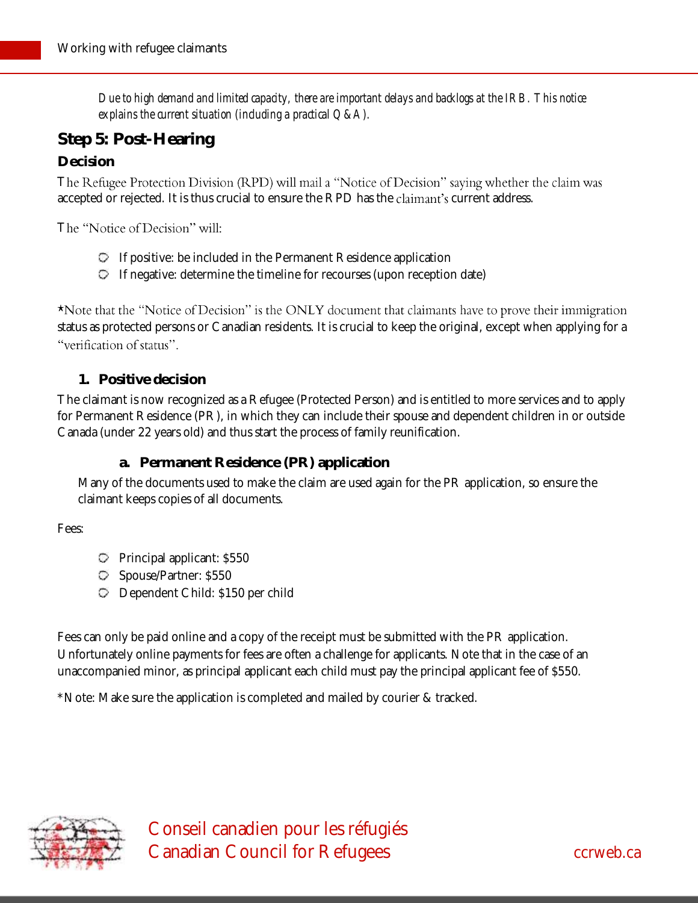*Due to high demand and limited capacity, there are important delays and backlogs at the IRB. This notice explains the current situation (including a practical Q&A).*

## Step 5: Post-Hearing

### Decision

The Refugee Protection Division (RPD) will mail a "Notice of Decision" saying whether the claim was accepted or rejected. It is thus crucial to ensure the RPD has the claimant's current address.

The "Notice of Decision" will:

- If positive: be included in the Permanent Residence application
- If negative: determine the timeline for recourses (upon reception date)

*Note that the "Notice of Decision" is the ONLY document that claimants have to prove their immigration status as protected persons or Canadian residents. It is crucial to keep the original, except when applying for a "verification of status".

#### 1. Positive decision

The claimant is now recognized as a Refugee (Protected Person) and is entitled to more services and to apply for Permanent Residence (PR), in which they can include their spouse and dependent children in or outside Canada (under 22 years old) and thus start the process of family reunification.

##### a. Permanent Residence (PR) application

Many of the documents used to make the claim are used again for the PR application, so ensure the claimant keeps copies of all documents.

Fees:

- Principal applicant: $550
- Spouse/Partner: $550
- Dependent Child: $150 per child

Fees can only be paid online and a copy of the receipt must be submitted with the PR application. Unfortunately online payments for fees are often a challenge for applicants. Note that in the case of an unaccompanied minor, as principal applicant each child must pay the principal applicant fee of $550.

*Note: Make sure the application is completed and mailed by courier & tracked.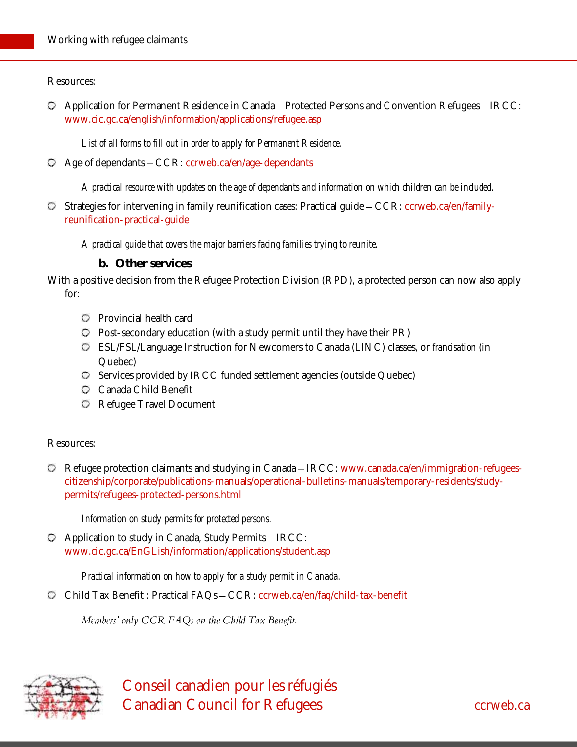Resources:

- Application for Permanent Residence in Canada – Protected Persons and Convention Refugees – IRCC: www.cic.gc.ca/english/information/applications/refugee.asp

  *List of all forms to fill out in order to apply for Permanent Residence.*

- Age of dependants – CCR: ccrweb.ca/en/age-dependants

  *A practical resource with updates on the age of dependants and information on which children can be included.*

- Strategies for intervening in family reunification cases: Practical guide – CCR: ccrweb.ca/en/family-reunification-practical-guide

  *A practical guide that covers the major barriers facing families trying to reunite.*

### b. Other services

With a positive decision from the Refugee Protection Division (RPD), a protected person can now also apply for:

- Provincial health card
- Post-secondary education (with a study permit until they have their PR)
- ESL/FSL/Language Instruction for Newcomers to Canada (LINC) classes, or *francisation* (in Quebec)
- Services provided by IRCC funded settlement agencies (outside Quebec)
- Canada Child Benefit
- Refugee Travel Document

Resources:

- Refugee protection claimants and studying in Canada – IRCC: www.canada.ca/en/immigration-refugees-citizenship/corporate/publications-manuals/operational-bulletins-manuals/temporary-residents/study-permits/refugees-protected-persons.html

  *Information on study permits for protected persons.*

- Application to study in Canada, Study Permits – IRCC: www.cic.gc.ca/EnGLish/information/applications/student.asp

  *Practical information on how to apply for a study permit in Canada.*

- Child Tax Benefit : Practical FAQs – CCR: ccrweb.ca/en/faq/child-tax-benefit

  *Members' only CCR FAQs on the Child Tax Benefit.*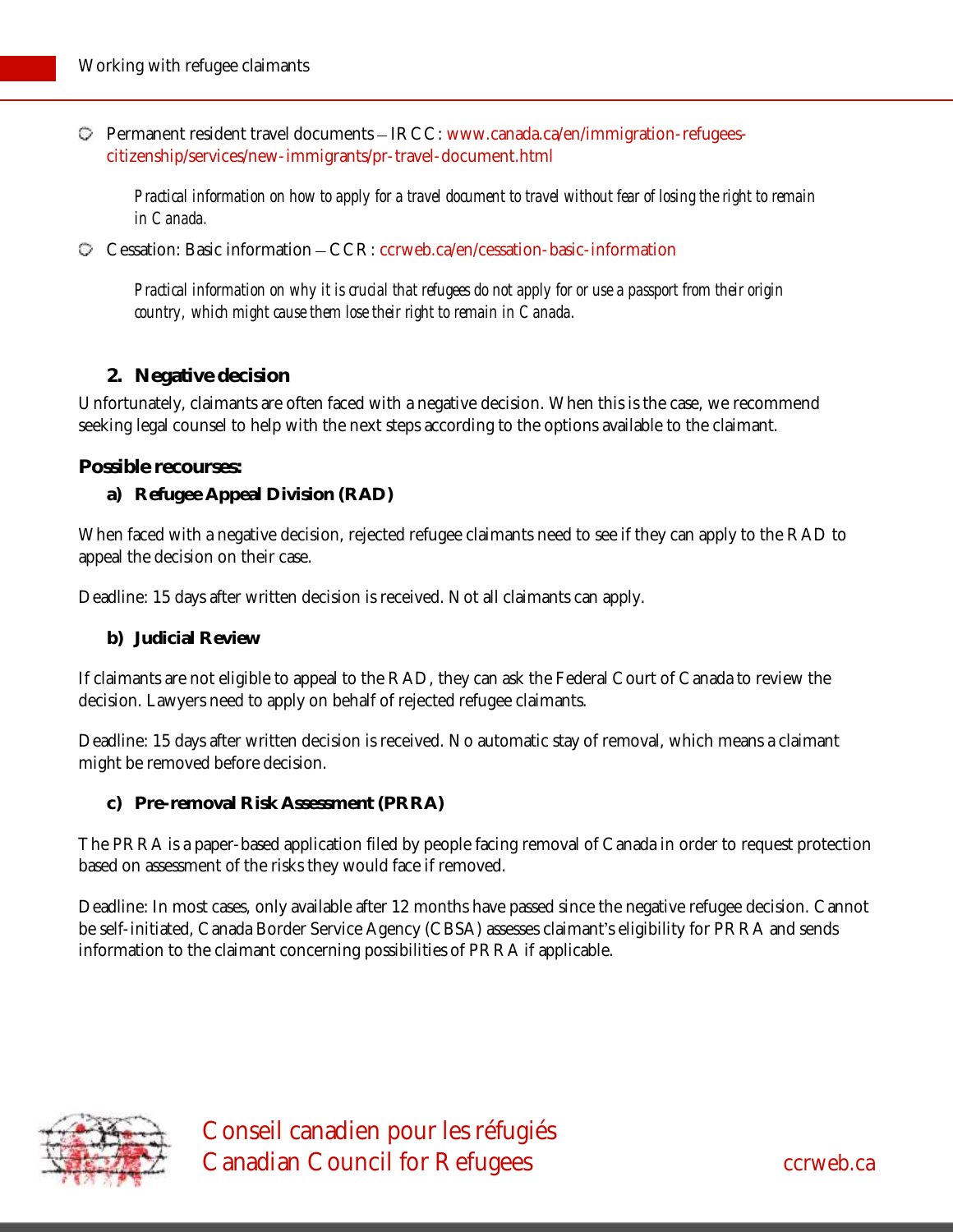- Permanent resident travel documents – IRCC: www.canada.ca/en/immigration-refugees-citizenship/services/new-immigrants/pr-travel-document.html

  *Practical information on how to apply for a travel document to travel without fear of losing the right to remain in Canada.*

- Cessation: Basic information – CCR: ccrweb.ca/en/cessation-basic-information

  *Practical information on why it is crucial that refugees do not apply for or use a passport from their origin country, which might cause them lose their right to remain in Canada.*

## 2. Negative decision

Unfortunately, claimants are often faced with a negative decision. When this is the case, we recommend seeking legal counsel to help with the next steps according to the options available to the claimant.

**Possible recourses:**

### a) Refugee Appeal Division (RAD)

When faced with a negative decision, rejected refugee claimants need to see if they can apply to the RAD to appeal the decision on their case.

Deadline: 15 days after written decision is received. Not all claimants can apply.

### b) Judicial Review

If claimants are not eligible to appeal to the RAD, they can ask the Federal Court of Canada to review the decision. Lawyers need to apply on behalf of rejected refugee claimants.

Deadline: 15 days after written decision is received. No automatic stay of removal, which means a claimant might be removed before decision.

### c) Pre-removal Risk Assessment (PRRA)

The PRRA is a paper-based application filed by people facing removal of Canada in order to request protection based on assessment of the risks they would face if removed.

Deadline: In most cases, only available after 12 months have passed since the negative refugee decision. Cannot be self-initiated, Canada Border Service Agency (CBSA) assesses claimant's eligibility for PRRA and sends information to the claimant concerning possibilities of PRRA if applicable.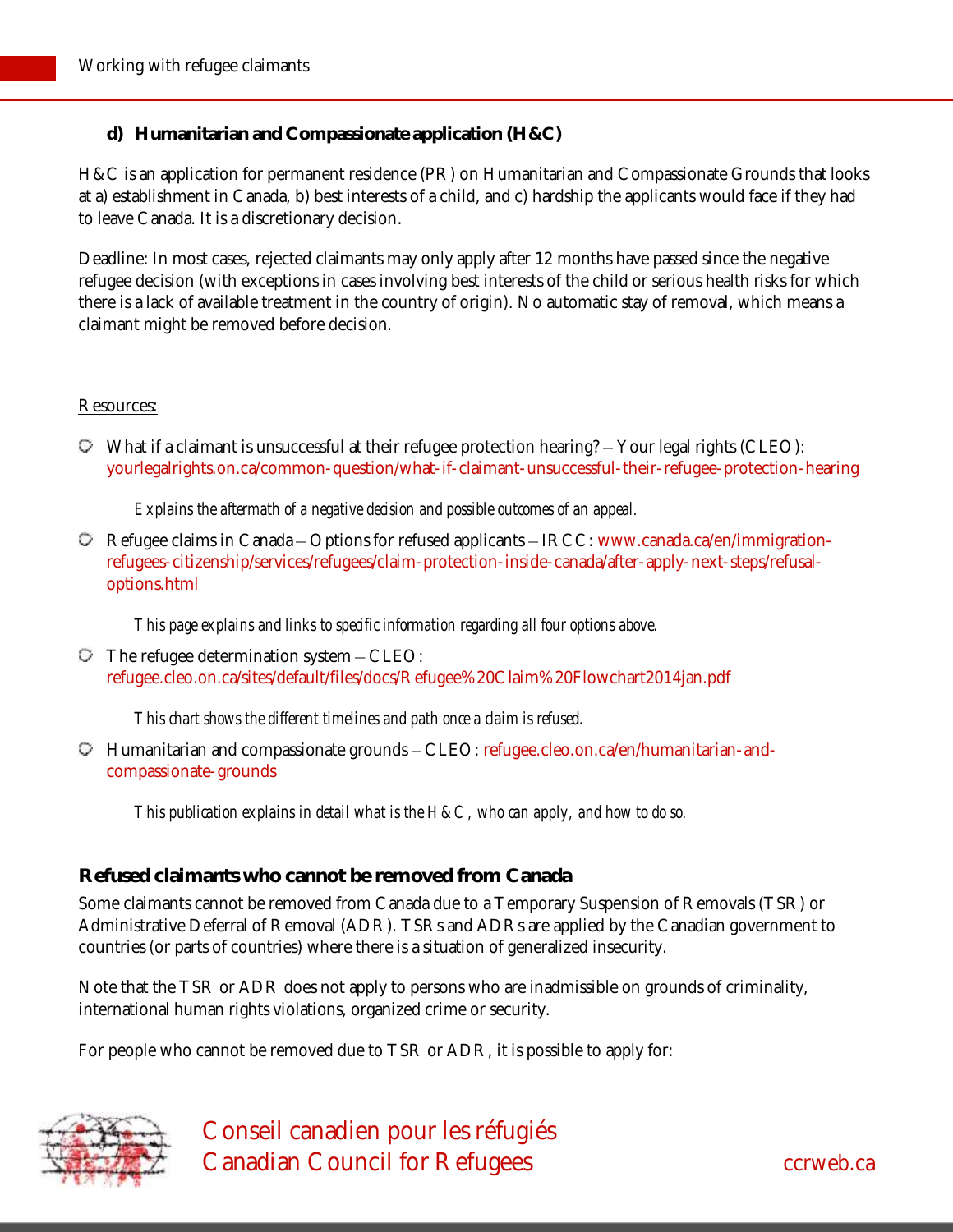### d) Humanitarian and Compassionate application (H&C)

H&C is an application for permanent residence (PR) on Humanitarian and Compassionate Grounds that looks at a) establishment in Canada, b) best interests of a child, and c) hardship the applicants would face if they had to leave Canada. It is a discretionary decision.

Deadline: In most cases, rejected claimants may only apply after 12 months have passed since the negative refugee decision (with exceptions in cases involving best interests of the child or serious health risks for which there is a lack of available treatment in the country of origin). No automatic stay of removal, which means a claimant might be removed before decision.

Resources:

- What if a claimant is unsuccessful at their refugee protection hearing? – Your legal rights (CLEO): yourlegalrights.on.ca/common-question/what-if-claimant-unsuccessful-their-refugee-protection-hearing

  *Explains the aftermath of a negative decision and possible outcomes of an appeal.*

- Refugee claims in Canada – Options for refused applicants – IRCC: www.canada.ca/en/immigration-refugees-citizenship/services/refugees/claim-protection-inside-canada/after-apply-next-steps/refusal-options.html

  *This page explains and links to specific information regarding all four options above.*

- The refugee determination system – CLEO: refugee.cleo.on.ca/sites/default/files/docs/Refugee%20Claim%20Flowchart2014jan.pdf

  *This chart shows the different timelines and path once a claim is refused.*

- Humanitarian and compassionate grounds – CLEO: refugee.cleo.on.ca/en/humanitarian-and-compassionate-grounds

  *This publication explains in detail what is the H&C, who can apply, and how to do so.*

## Refused claimants who cannot be removed from Canada

Some claimants cannot be removed from Canada due to a Temporary Suspension of Removals (TSR) or Administrative Deferral of Removal (ADR). TSRs and ADRs are applied by the Canadian government to countries (or parts of countries) where there is a situation of generalized insecurity.

Note that the TSR or ADR does not apply to persons who are inadmissible on grounds of criminality, international human rights violations, organized crime or security.

For people who cannot be removed due to TSR or ADR, it is possible to apply for: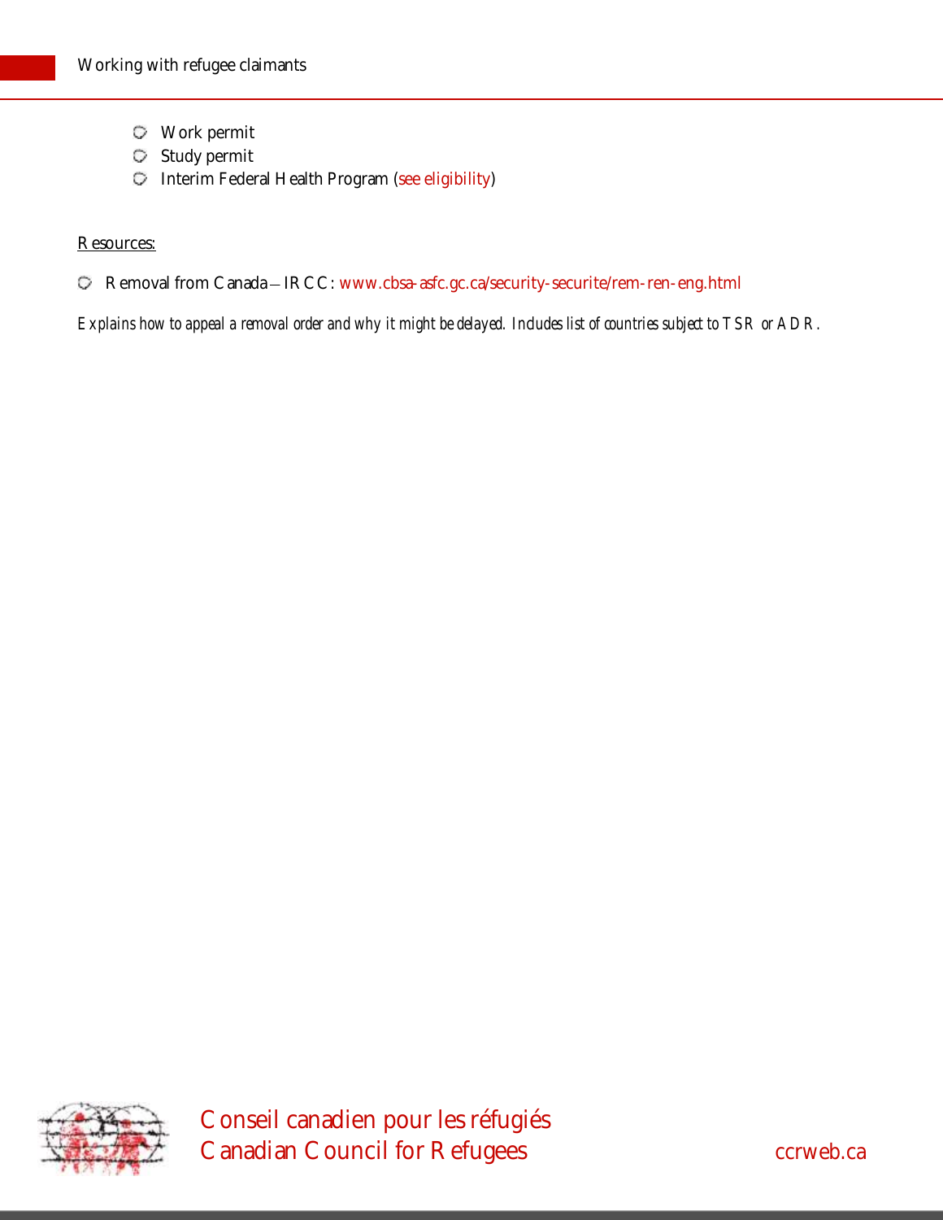- Work permit
- Study permit
- Interim Federal Health Program (see eligibility)

Resources:

- Removal from Canada – IRCC: www.cbsa-asfc.gc.ca/security-securite/rem-ren-eng.html

*Explains how to appeal a removal order and why it might be delayed. Includes list of countries subject to TSR or ADR.*